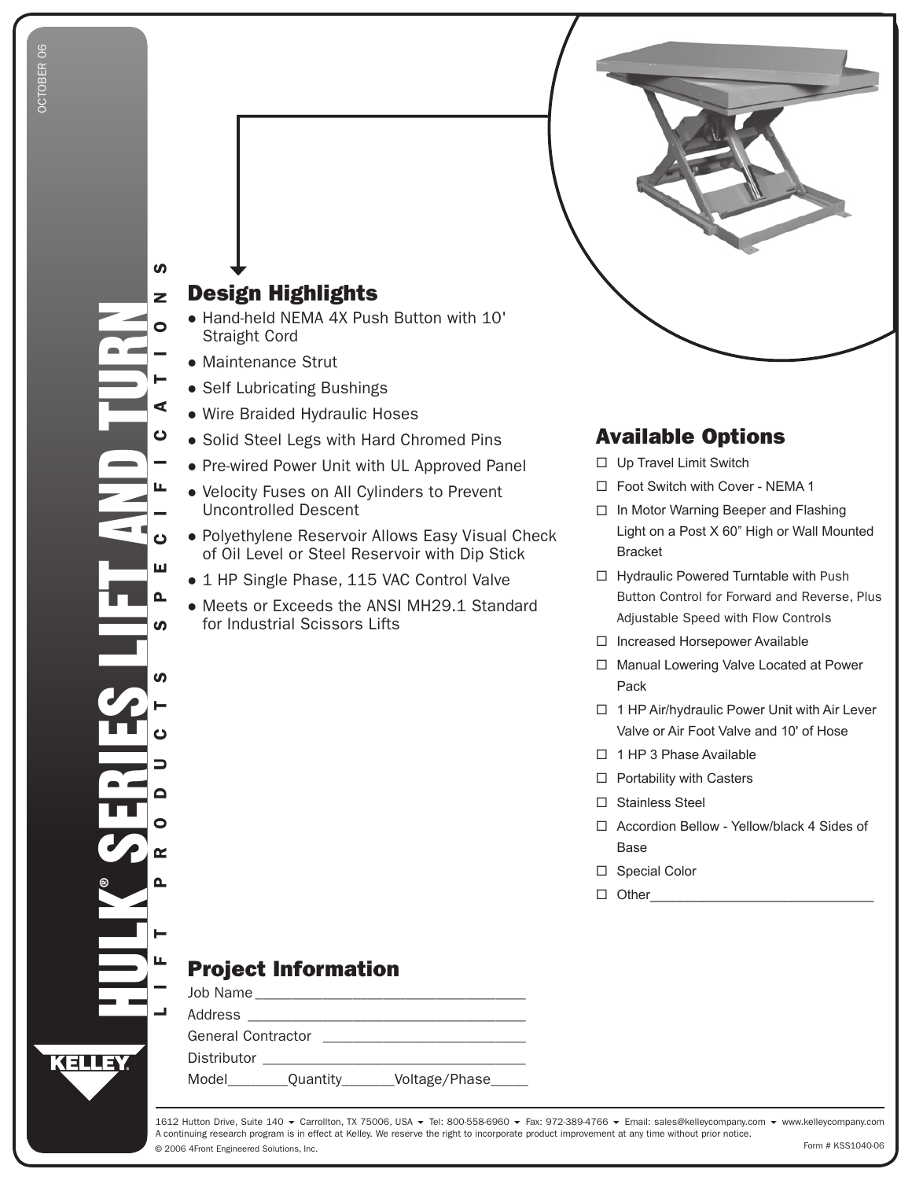# HULK® SERIES LIFT AND TURN

LIFT PRODUCTS SPECIFICATIONS

OCTOBER 06

## Design Highlights

- Hand-held NEMA 4X Push Button with 10' Straight Cord
- Maintenance Strut
- Self Lubricating Bushings
- Wire Braided Hydraulic Hoses
- Solid Steel Legs with Hard Chromed Pins
- Pre-wired Power Unit with UL Approved Panel
- Velocity Fuses on All Cylinders to Prevent Uncontrolled Descent
- Polyethylene Reservoir Allows Easy Visual Check of Oil Level or Steel Reservoir with Dip Stick
- 1 HP Single Phase, 115 VAC Control Valve
- Meets or Exceeds the ANSI MH29.1 Standard for Industrial Scissors Lifts

## Available Options

- ☐ Up Travel Limit Switch
- ☐ Foot Switch with Cover - NEMA 1
- ☐ In Motor Warning Beeper and Flashing Light on a Post X 60" High or Wall Mounted Bracket
- ☐ Hydraulic Powered Turntable with Push Button Control for Forward and Reverse, Plus Adjustable Speed with Flow Controls
- ☐ Increased Horsepower Available
- ☐ Manual Lowering Valve Located at Power Pack
- ☐ 1 HP Air/hydraulic Power Unit with Air Lever Valve or Air Foot Valve and 10' of Hose
- ☐ 1 HP 3 Phase Available
- ☐ Portability with Casters
- ☐ Stainless Steel
- ☐ Accordion Bellow - Yellow/black 4 Sides of Base
- ☐ Special Color
- ☐ Other______________________________

## Project Information

Job Name__________________________________

Address __________________________________

General Contractor __________________________

Distributor _______________________________

Model________Quantity_______Voltage/Phase_____

KELLEY

1612 Hutton Drive, Suite 140 ▾ Carrollton, TX 75006, USA ▾ Tel: 800-558-6960 ▾ Fax: 972-389-4766 ▾ Email: sales@kelleycompany.com ▾ www.kelleycompany.com

A continuing research program is in effect at Kelley. We reserve the right to incorporate product improvement at any time without prior notice.

© 2006 4Front Engineered Solutions, Inc.

Form # KSS1040-06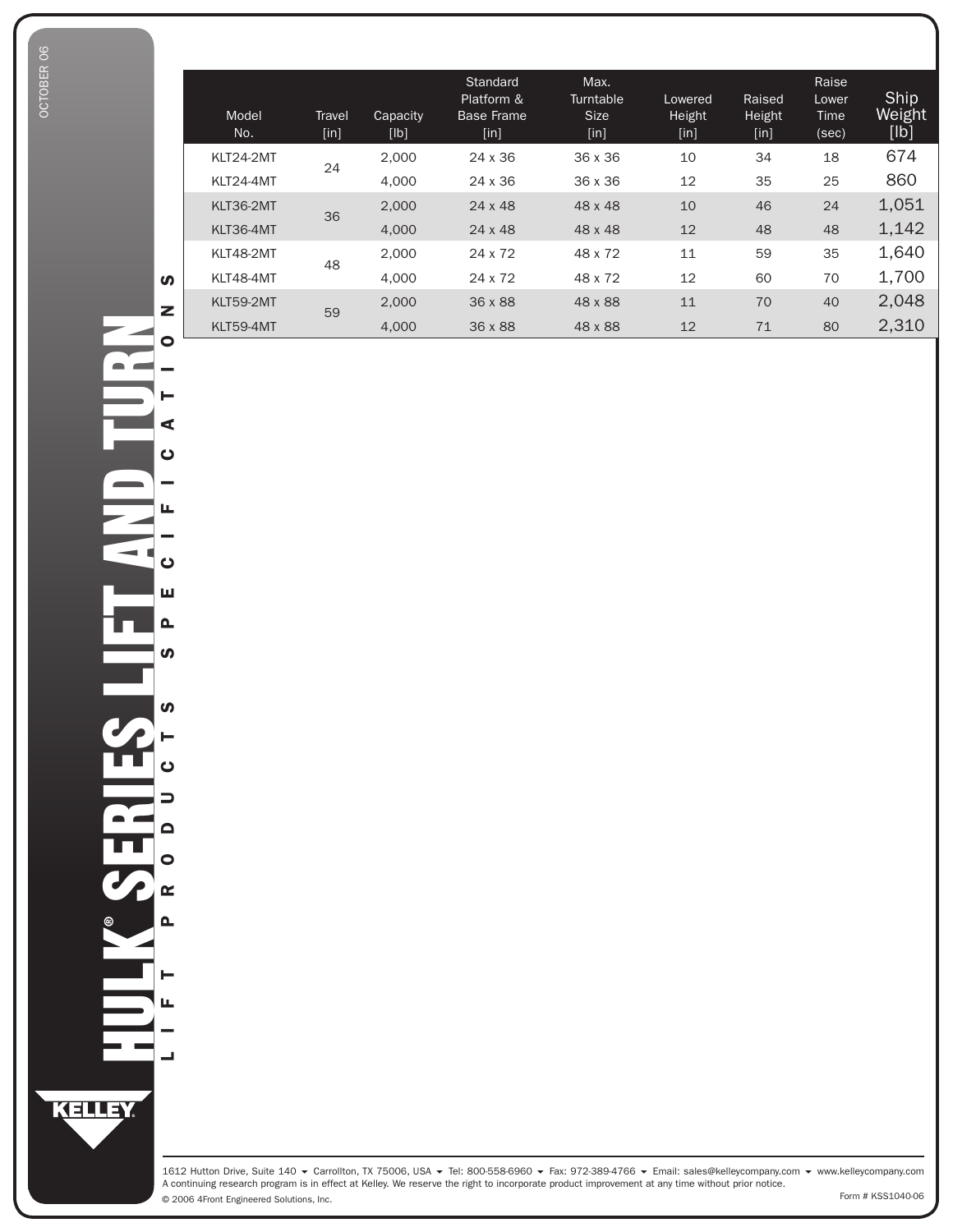# HULK® SERIES LIFT AND TURN

LIFT PRODUCTS SPECIFICATIONS

| Model No. | Travel [in] | Capacity [lb] | Standard Platform & Base Frame [in] | Max. Turntable Size [in] | Lowered Height [in] | Raised Height [in] | Raise Lower Time (sec) | Ship Weight [lb] |
|---|---|---|---|---|---|---|---|---|
| KLT24-2MT | 24 | 2,000 | 24 x 36 | 36 x 36 | 10 | 34 | 18 | 674 |
| KLT24-4MT | | 4,000 | 24 x 36 | 36 x 36 | 12 | 35 | 25 | 860 |
| KLT36-2MT | 36 | 2,000 | 24 x 48 | 48 x 48 | 10 | 46 | 24 | 1,051 |
| KLT36-4MT | | 4,000 | 24 x 48 | 48 x 48 | 12 | 48 | 48 | 1,142 |
| KLT48-2MT | 48 | 2,000 | 24 x 72 | 48 x 72 | 11 | 59 | 35 | 1,640 |
| KLT48-4MT | | 4,000 | 24 x 72 | 48 x 72 | 12 | 60 | 70 | 1,700 |
| KLT59-2MT | 59 | 2,000 | 36 x 88 | 48 x 88 | 11 | 70 | 40 | 2,048 |
| KLT59-4MT | | 4,000 | 36 x 88 | 48 x 88 | 12 | 71 | 80 | 2,310 |

KELLEY

1612 Hutton Drive, Suite 140 ▾ Carrollton, TX 75006, USA ▾ Tel: 800-558-6960 ▾ Fax: 972-389-4766 ▾ Email: sales@kelleycompany.com ▾ www.kelleycompany.com

A continuing research program is in effect at Kelley. We reserve the right to incorporate product improvement at any time without prior notice.

© 2006 4Front Engineered Solutions, Inc.

Form # KSS1040-06